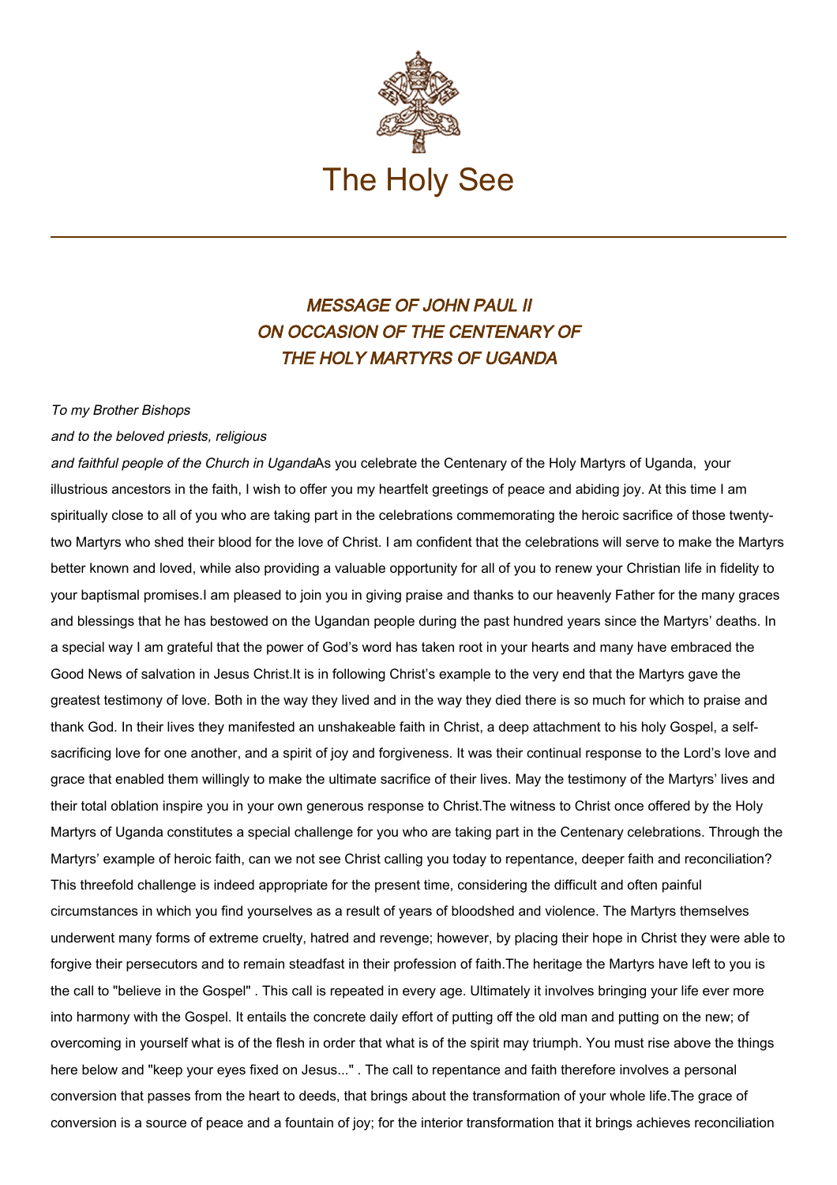The Holy See

# *MESSAGE OF JOHN PAUL II ON OCCASION OF THE CENTENARY OF THE HOLY MARTYRS OF UGANDA*

*To my Brother Bishops*
*and to the beloved priests, religious*
*and faithful people of the Church in Uganda*

As you celebrate the Centenary of the Holy Martyrs of Uganda, your illustrious ancestors in the faith, I wish to offer you my heartfelt greetings of peace and abiding joy. At this time I am spiritually close to all of you who are taking part in the celebrations commemorating the heroic sacrifice of those twenty-two Martyrs who shed their blood for the love of Christ. I am confident that the celebrations will serve to make the Martyrs better known and loved, while also providing a valuable opportunity for all of you to renew your Christian life in fidelity to your baptismal promises.

I am pleased to join you in giving praise and thanks to our heavenly Father for the many graces and blessings that he has bestowed on the Ugandan people during the past hundred years since the Martyrs' deaths. In a special way I am grateful that the power of God's word has taken root in your hearts and many have embraced the Good News of salvation in Jesus Christ.

It is in following Christ's example to the very end that the Martyrs gave the greatest testimony of love. Both in the way they lived and in the way they died there is so much for which to praise and thank God. In their lives they manifested an unshakeable faith in Christ, a deep attachment to his holy Gospel, a self-sacrificing love for one another, and a spirit of joy and forgiveness. It was their continual response to the Lord's love and grace that enabled them willingly to make the ultimate sacrifice of their lives. May the testimony of the Martyrs' lives and their total oblation inspire you in your own generous response to Christ.

The witness to Christ once offered by the Holy Martyrs of Uganda constitutes a special challenge for you who are taking part in the Centenary celebrations. Through the Martyrs' example of heroic faith, can we not see Christ calling you today to repentance, deeper faith and reconciliation? This threefold challenge is indeed appropriate for the present time, considering the difficult and often painful circumstances in which you find yourselves as a result of years of bloodshed and violence. The Martyrs themselves underwent many forms of extreme cruelty, hatred and revenge; however, by placing their hope in Christ they were able to forgive their persecutors and to remain steadfast in their profession of faith.

The heritage the Martyrs have left to you is the call to "believe in the Gospel" . This call is repeated in every age. Ultimately it involves bringing your life ever more into harmony with the Gospel. It entails the concrete daily effort of putting off the old man and putting on the new; of overcoming in yourself what is of the flesh in order that what is of the spirit may triumph. You must rise above the things here below and "keep your eyes fixed on Jesus..." . The call to repentance and faith therefore involves a personal conversion that passes from the heart to deeds, that brings about the transformation of your whole life.

The grace of conversion is a source of peace and a fountain of joy; for the interior transformation that it brings achieves reconciliation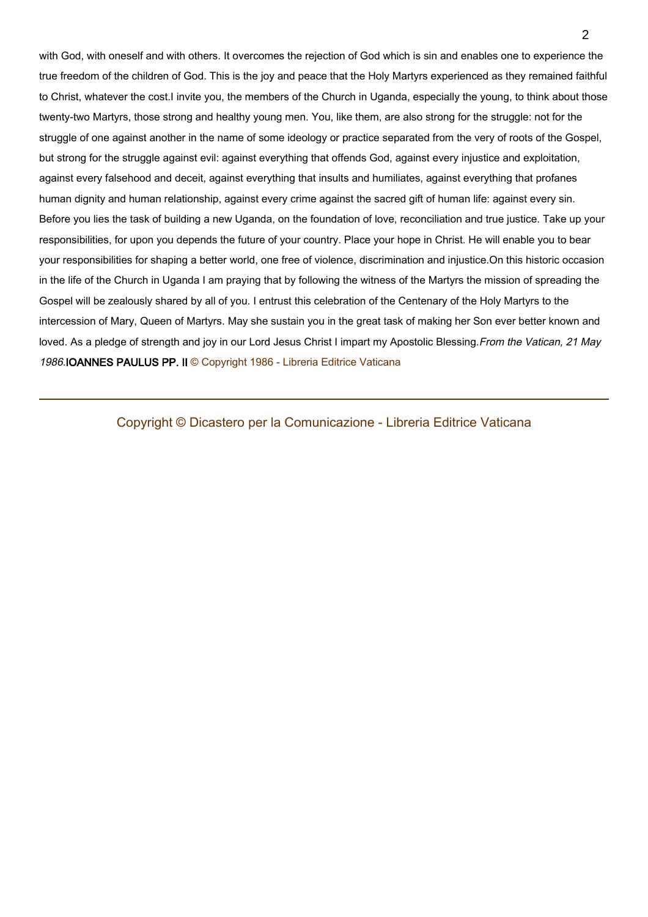with God, with oneself and with others. It overcomes the rejection of God which is sin and enables one to experience the true freedom of the children of God. This is the joy and peace that the Holy Martyrs experienced as they remained faithful to Christ, whatever the cost.I invite you, the members of the Church in Uganda, especially the young, to think about those twenty-two Martyrs, those strong and healthy young men. You, like them, are also strong for the struggle: not for the struggle of one against another in the name of some ideology or practice separated from the very of roots of the Gospel, but strong for the struggle against evil: against everything that offends God, against every injustice and exploitation, against every falsehood and deceit, against everything that insults and humiliates, against everything that profanes human dignity and human relationship, against every crime against the sacred gift of human life: against every sin. Before you lies the task of building a new Uganda, on the foundation of love, reconciliation and true justice. Take up your responsibilities, for upon you depends the future of your country. Place your hope in Christ. He will enable you to bear your responsibilities for shaping a better world, one free of violence, discrimination and injustice.On this historic occasion in the life of the Church in Uganda I am praying that by following the witness of the Martyrs the mission of spreading the Gospel will be zealously shared by all of you. I entrust this celebration of the Centenary of the Holy Martyrs to the intercession of Mary, Queen of Martyrs. May she sustain you in the great task of making her Son ever better known and loved. As a pledge of strength and joy in our Lord Jesus Christ I impart my Apostolic Blessing.*From the Vatican, 21 May 1986.***IOANNES PAULUS PP. II** © Copyright 1986 - Libreria Editrice Vaticana

---

Copyright © Dicastero per la Comunicazione - Libreria Editrice Vaticana